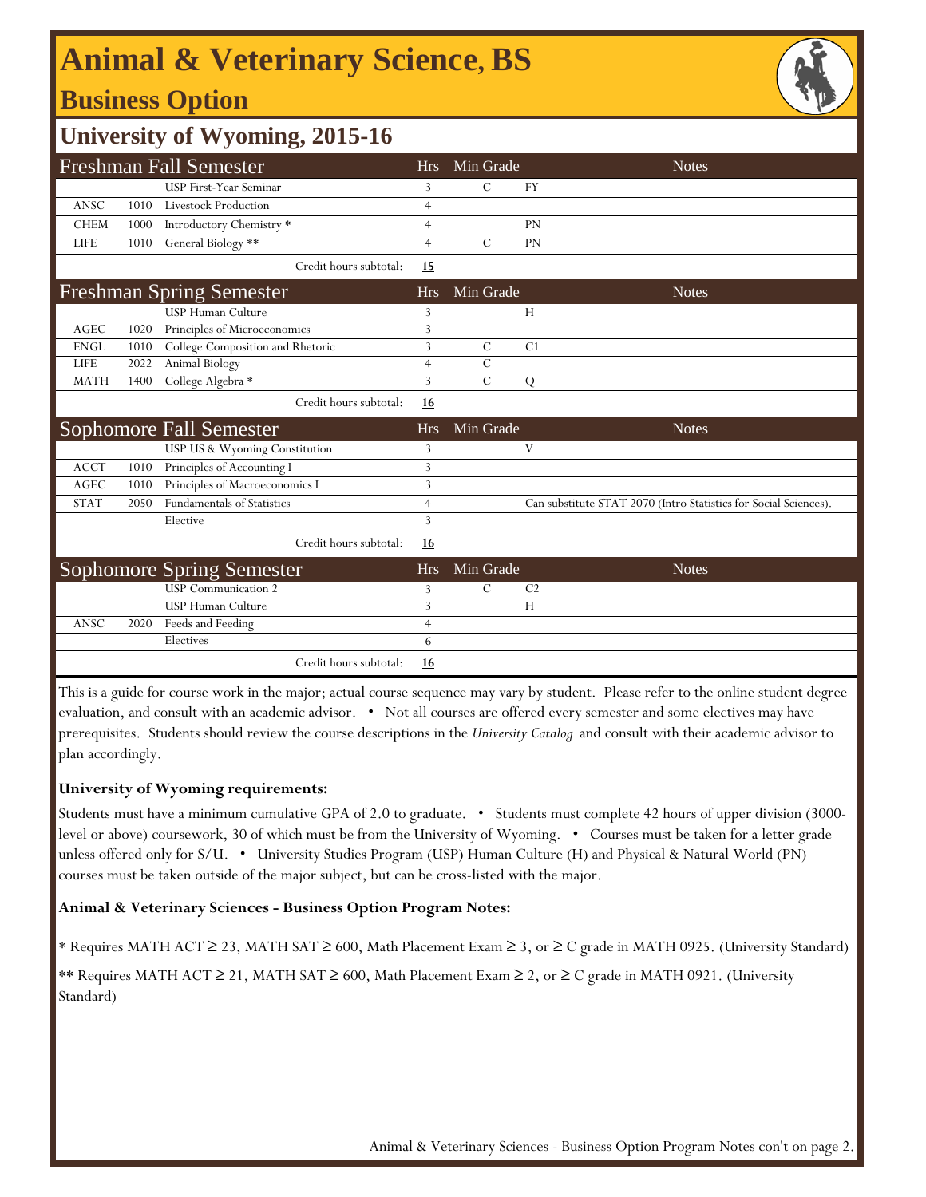# Animal & Veterinary Science, BS

## Business Option

## University of Wyoming, 2015-16

| Freshman Fall Semester | | | Hrs | Min Grade | Notes |
|---|---|---|---|---|---|
| | | USP First-Year Seminar | 3 | C | FY |
| ANSC | 1010 | Livestock Production | 4 | | |
| CHEM | 1000 | Introductory Chemistry * | 4 | | PN |
| LIFE | 1010 | General Biology ** | 4 | C | PN |
| | | Credit hours subtotal: | **15** | | |

| Freshman Spring Semester | | | Hrs | Min Grade | Notes |
|---|---|---|---|---|---|
| | | USP Human Culture | 3 | | H |
| AGEC | 1020 | Principles of Microeconomics | 3 | | |
| ENGL | 1010 | College Composition and Rhetoric | 3 | C | C1 |
| LIFE | 2022 | Animal Biology | 4 | C | |
| MATH | 1400 | College Algebra * | 3 | C | Q |
| | | Credit hours subtotal: | **16** | | |

| Sophomore Fall Semester | | | Hrs | Min Grade | Notes |
|---|---|---|---|---|---|
| | | USP US & Wyoming Constitution | 3 | | V |
| ACCT | 1010 | Principles of Accounting I | 3 | | |
| AGEC | 1010 | Principles of Macroeconomics I | 3 | | |
| STAT | 2050 | Fundamentals of Statistics | 4 | | Can substitute STAT 2070 (Intro Statistics for Social Sciences). |
| | | Elective | 3 | | |
| | | Credit hours subtotal: | **16** | | |

| Sophomore Spring Semester | | | Hrs | Min Grade | Notes |
|---|---|---|---|---|---|
| | | USP Communication 2 | 3 | C | C2 |
| | | USP Human Culture | 3 | | H |
| ANSC | 2020 | Feeds and Feeding | 4 | | |
| | | Electives | 6 | | |
| | | Credit hours subtotal: | **16** | | |

This is a guide for course work in the major; actual course sequence may vary by student. Please refer to the online student degree evaluation, and consult with an academic advisor. • Not all courses are offered every semester and some electives may have prerequisites. Students should review the course descriptions in the *University Catalog* and consult with their academic advisor to plan accordingly.

**University of Wyoming requirements:**

Students must have a minimum cumulative GPA of 2.0 to graduate. • Students must complete 42 hours of upper division (3000-level or above) coursework, 30 of which must be from the University of Wyoming. • Courses must be taken for a letter grade unless offered only for S/U. • University Studies Program (USP) Human Culture (H) and Physical & Natural World (PN) courses must be taken outside of the major subject, but can be cross-listed with the major.

**Animal & Veterinary Sciences - Business Option Program Notes:**

* Requires MATH ACT ≥ 23, MATH SAT ≥ 600, Math Placement Exam ≥ 3, or ≥ C grade in MATH 0925. (University Standard)

** Requires MATH ACT ≥ 21, MATH SAT ≥ 600, Math Placement Exam ≥ 2, or ≥ C grade in MATH 0921. (University Standard)

Animal & Veterinary Sciences - Business Option Program Notes con't on page 2.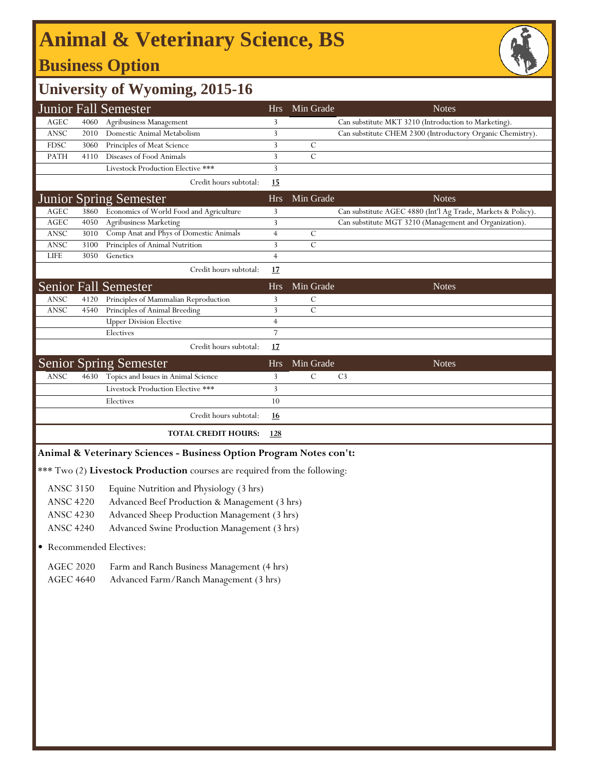# Animal & Veterinary Science, BS

## Business Option

## University of Wyoming, 2015-16

| Junior Fall Semester | | | Hrs | Min Grade | Notes |
|---|---|---|---|---|---|
| AGEC | 4060 | Agribusiness Management | 3 | | Can substitute MKT 3210 (Introduction to Marketing). |
| ANSC | 2010 | Domestic Animal Metabolism | 3 | | Can substitute CHEM 2300 (Introductory Organic Chemistry). |
| FDSC | 3060 | Principles of Meat Science | 3 | C | |
| PATH | 4110 | Diseases of Food Animals | 3 | C | |
| | | Livestock Production Elective *** | 3 | | |
| | | Credit hours subtotal: | **15** | | |

| Junior Spring Semester | | | Hrs | Min Grade | Notes |
|---|---|---|---|---|---|
| AGEC | 3860 | Economics of World Food and Agriculture | 3 | | Can substitute AGEC 4880 (Int'l Ag Trade, Markets & Policy). |
| AGEC | 4050 | Agribusiness Marketing | 3 | | Can substitute MGT 3210 (Management and Organization). |
| ANSC | 3010 | Comp Anat and Phys of Domestic Animals | 4 | C | |
| ANSC | 3100 | Principles of Animal Nutrition | 3 | C | |
| LIFE | 3050 | Genetics | 4 | | |
| | | Credit hours subtotal: | **17** | | |

| Senior Fall Semester | | | Hrs | Min Grade | Notes |
|---|---|---|---|---|---|
| ANSC | 4120 | Principles of Mammalian Reproduction | 3 | C | |
| ANSC | 4540 | Principles of Animal Breeding | 3 | C | |
| | | Upper Division Elective | 4 | | |
| | | Electives | 7 | | |
| | | Credit hours subtotal: | **17** | | |

| Senior Spring Semester | | | Hrs | Min Grade | Notes |
|---|---|---|---|---|---|
| ANSC | 4630 | Topics and Issues in Animal Science | 3 | C | C3 |
| | | Livestock Production Elective *** | 3 | | |
| | | Electives | 10 | | |
| | | Credit hours subtotal: | **16** | | |
| | | **TOTAL CREDIT HOURS:** | **128** | | |

**Animal & Veterinary Sciences - Business Option Program Notes con't:**

*** Two (2) **Livestock Production** courses are required from the following:

ANSC 3150 Equine Nutrition and Physiology (3 hrs)
ANSC 4220 Advanced Beef Production & Management (3 hrs)
ANSC 4230 Advanced Sheep Production Management (3 hrs)
ANSC 4240 Advanced Swine Production Management (3 hrs)

- Recommended Electives:

AGEC 2020 Farm and Ranch Business Management (4 hrs)
AGEC 4640 Advanced Farm/Ranch Management (3 hrs)